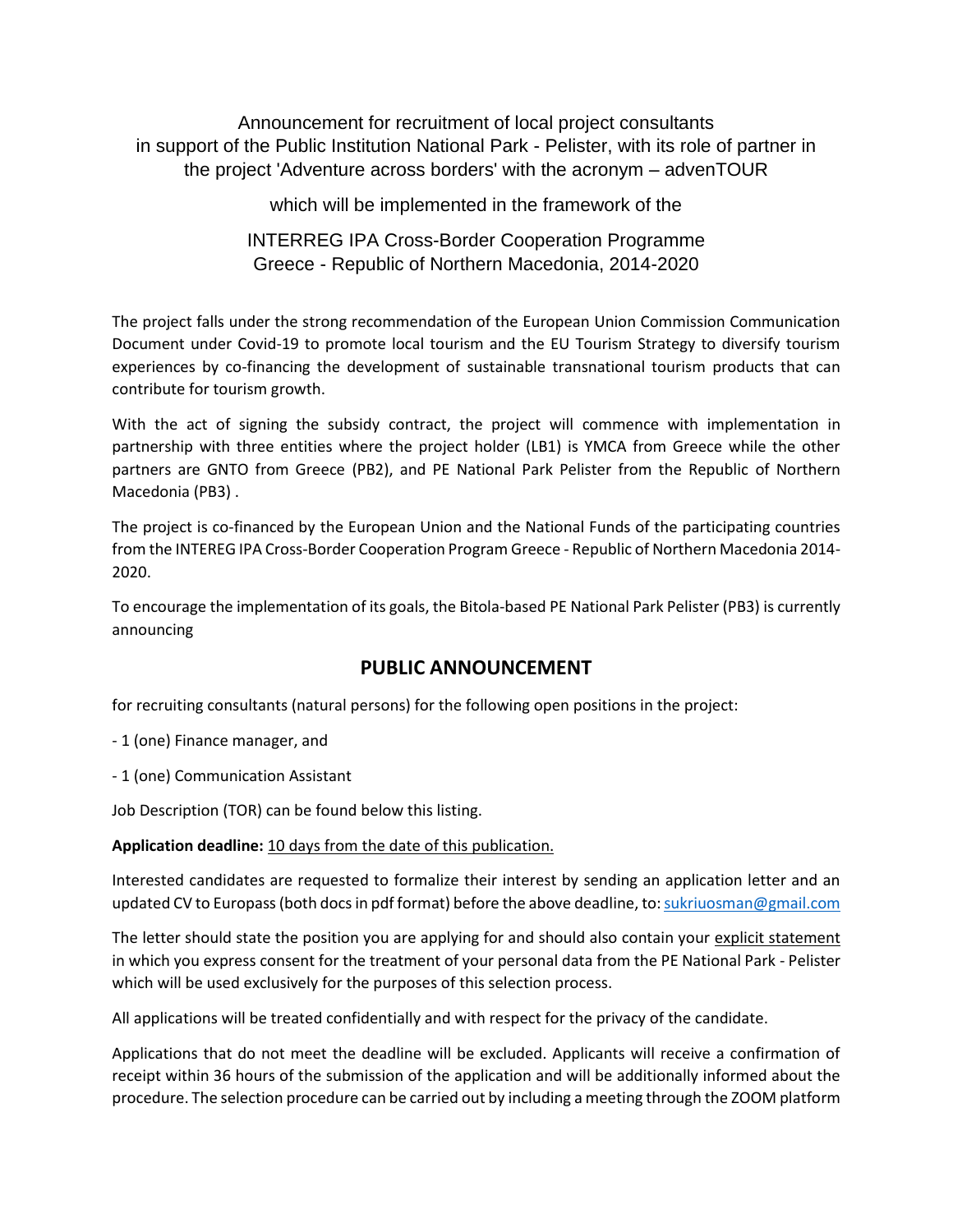Announcement for recruitment of local project consultants in support of the Public Institution National Park - Pelister, with its role of partner in the project 'Adventure across borders' with the acronym – advenTOUR

which will be implemented in the framework of the

INTERREG IPA Cross-Border Cooperation Programme Greece - Republic of Northern Macedonia, 2014-2020

The project falls under the strong recommendation of the European Union Commission Communication Document under Covid-19 to promote local tourism and the EU Tourism Strategy to diversify tourism experiences by co-financing the development of sustainable transnational tourism products that can contribute for tourism growth.

With the act of signing the subsidy contract, the project will commence with implementation in partnership with three entities where the project holder (LB1) is YMCA from Greece while the other partners are GNTO from Greece (PB2), and PE National Park Pelister from the Republic of Northern Macedonia (PB3) .

The project is co-financed by the European Union and the National Funds of the participating countries from the INTEREG IPA Cross-Border Cooperation Program Greece - Republic of Northern Macedonia 2014-2020.

To encourage the implementation of its goals, the Bitola-based PE National Park Pelister (PB3) is currently announcing

## PUBLIC ANNOUNCEMENT

for recruiting consultants (natural persons) for the following open positions in the project:

- 1 (one) Finance manager, and
- 1 (one) Communication Assistant

Job Description (TOR) can be found below this listing.

**Application deadline:** 10 days from the date of this publication.

Interested candidates are requested to formalize their interest by sending an application letter and an updated CV to Europass (both docs in pdf format) before the above deadline, to: sukriuosman@gmail.com

The letter should state the position you are applying for and should also contain your explicit statement in which you express consent for the treatment of your personal data from the PE National Park - Pelister which will be used exclusively for the purposes of this selection process.

All applications will be treated confidentially and with respect for the privacy of the candidate.

Applications that do not meet the deadline will be excluded. Applicants will receive a confirmation of receipt within 36 hours of the submission of the application and will be additionally informed about the procedure. The selection procedure can be carried out by including a meeting through the ZOOM platform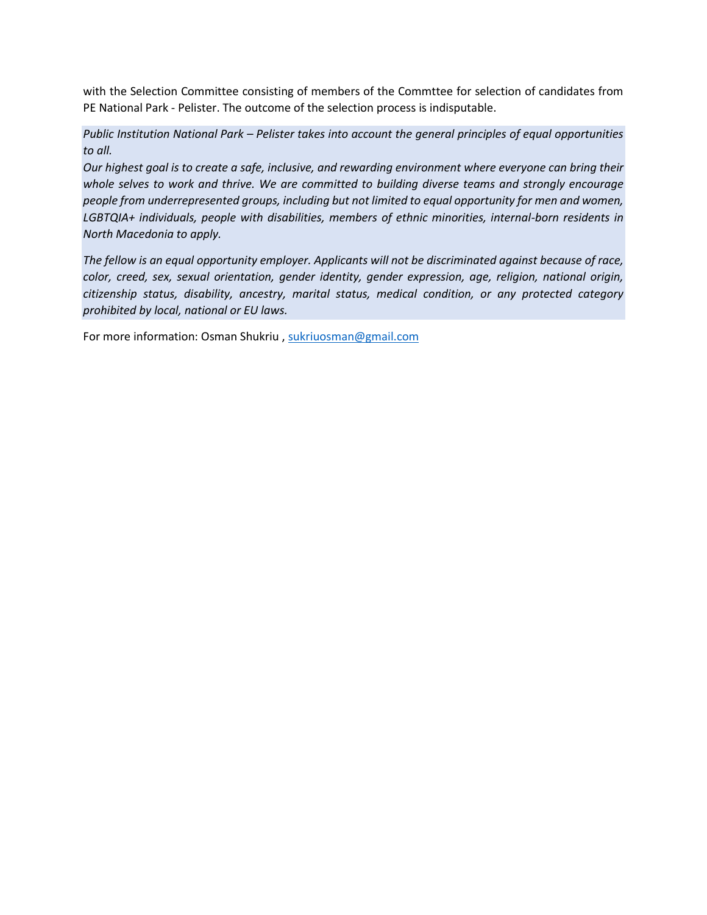with the Selection Committee consisting of members of the Commttee for selection of candidates from PE National Park - Pelister. The outcome of the selection process is indisputable.

*Public Institution National Park – Pelister takes into account the general principles of equal opportunities to all.*
*Our highest goal is to create a safe, inclusive, and rewarding environment where everyone can bring their whole selves to work and thrive. We are committed to building diverse teams and strongly encourage people from underrepresented groups, including but not limited to equal opportunity for men and women, LGBTQIA+ individuals, people with disabilities, members of ethnic minorities, internal-born residents in North Macedonia to apply.*

*The fellow is an equal opportunity employer. Applicants will not be discriminated against because of race, color, creed, sex, sexual orientation, gender identity, gender expression, age, religion, national origin, citizenship status, disability, ancestry, marital status, medical condition, or any protected category prohibited by local, national or EU laws.*

For more information: Osman Shukriu , sukriuosman@gmail.com